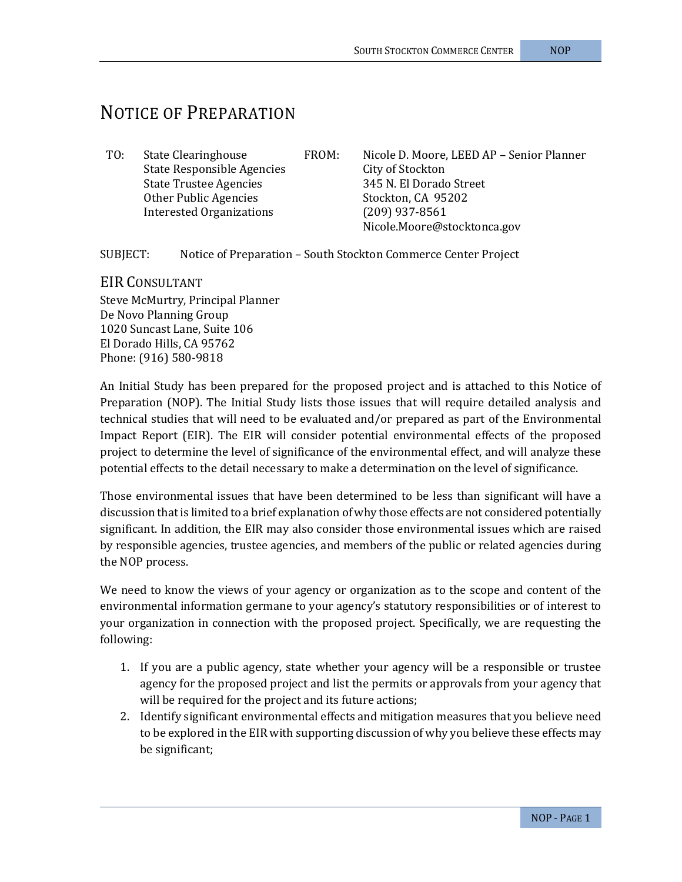# Notice of Preparation

| TO: | State Clearinghouse<br>State Responsible Agencies<br>State Trustee Agencies<br>Other Public Agencies<br>Interested Organizations | FROM: | Nicole D. Moore, LEED AP – Senior Planner<br>City of Stockton<br>345 N. El Dorado Street<br>Stockton, CA 95202<br>(209) 937-8561<br>Nicole.Moore@stocktonca.gov |
|---|---|---|---|

SUBJECT: Notice of Preparation – South Stockton Commerce Center Project

## EIR Consultant

Steve McMurtry, Principal Planner
De Novo Planning Group
1020 Suncast Lane, Suite 106
El Dorado Hills, CA 95762
Phone: (916) 580-9818

An Initial Study has been prepared for the proposed project and is attached to this Notice of Preparation (NOP). The Initial Study lists those issues that will require detailed analysis and technical studies that will need to be evaluated and/or prepared as part of the Environmental Impact Report (EIR). The EIR will consider potential environmental effects of the proposed project to determine the level of significance of the environmental effect, and will analyze these potential effects to the detail necessary to make a determination on the level of significance.

Those environmental issues that have been determined to be less than significant will have a discussion that is limited to a brief explanation of why those effects are not considered potentially significant. In addition, the EIR may also consider those environmental issues which are raised by responsible agencies, trustee agencies, and members of the public or related agencies during the NOP process.

We need to know the views of your agency or organization as to the scope and content of the environmental information germane to your agency's statutory responsibilities or of interest to your organization in connection with the proposed project. Specifically, we are requesting the following:

1. If you are a public agency, state whether your agency will be a responsible or trustee agency for the proposed project and list the permits or approvals from your agency that will be required for the project and its future actions;
2. Identify significant environmental effects and mitigation measures that you believe need to be explored in the EIR with supporting discussion of why you believe these effects may be significant;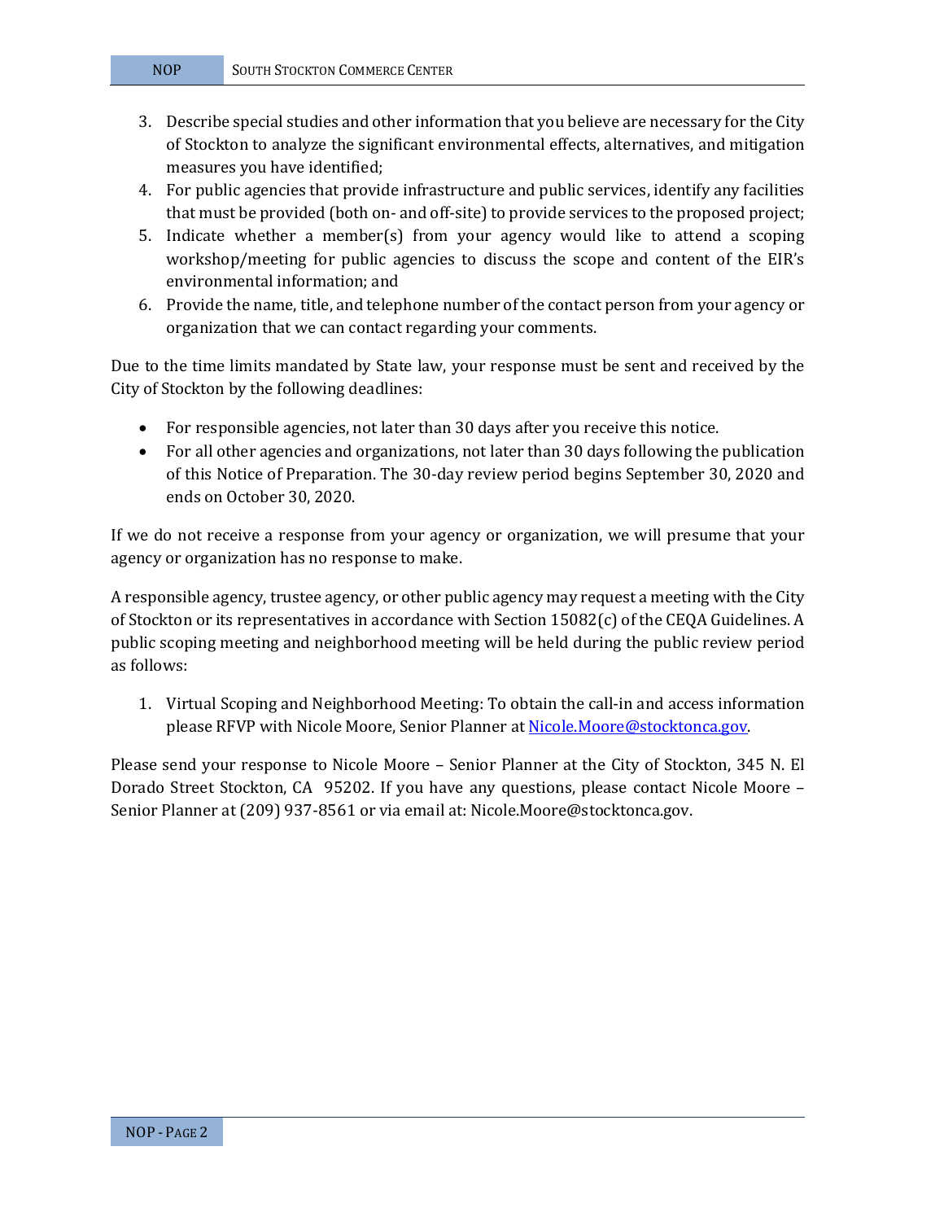3. Describe special studies and other information that you believe are necessary for the City of Stockton to analyze the significant environmental effects, alternatives, and mitigation measures you have identified;
4. For public agencies that provide infrastructure and public services, identify any facilities that must be provided (both on- and off-site) to provide services to the proposed project;
5. Indicate whether a member(s) from your agency would like to attend a scoping workshop/meeting for public agencies to discuss the scope and content of the EIR's environmental information; and
6. Provide the name, title, and telephone number of the contact person from your agency or organization that we can contact regarding your comments.

Due to the time limits mandated by State law, your response must be sent and received by the City of Stockton by the following deadlines:

- For responsible agencies, not later than 30 days after you receive this notice.
- For all other agencies and organizations, not later than 30 days following the publication of this Notice of Preparation. The 30-day review period begins September 30, 2020 and ends on October 30, 2020.

If we do not receive a response from your agency or organization, we will presume that your agency or organization has no response to make.

A responsible agency, trustee agency, or other public agency may request a meeting with the City of Stockton or its representatives in accordance with Section 15082(c) of the CEQA Guidelines. A public scoping meeting and neighborhood meeting will be held during the public review period as follows:

1. Virtual Scoping and Neighborhood Meeting: To obtain the call-in and access information please RFVP with Nicole Moore, Senior Planner at Nicole.Moore@stocktonca.gov.

Please send your response to Nicole Moore – Senior Planner at the City of Stockton, 345 N. El Dorado Street Stockton, CA 95202. If you have any questions, please contact Nicole Moore – Senior Planner at (209) 937-8561 or via email at: Nicole.Moore@stocktonca.gov.